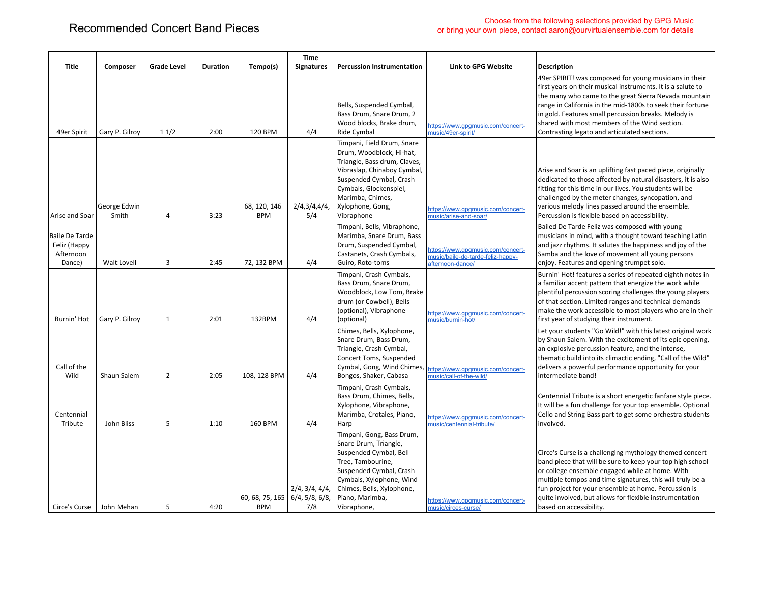# Recommended Concert Band Pieces

Choose from the following selections provided by GPG Music
or bring your own piece, contact aaron@ourvirtualensemble.com for details

| Title | Composer | Grade Level | Duration | Tempo(s) | Time Signatures | Percussion Instrumentation | Link to GPG Website | Description |
|---|---|---|---|---|---|---|---|---|
| 49er Spirit | Gary P. Gilroy | 1 1/2 | 2:00 | 120 BPM | 4/4 | Bells, Suspended Cymbal, Bass Drum, Snare Drum, 2 Wood blocks, Brake drum, Ride Cymbal | https://www.gpgmusic.com/concert-music/49er-spirit/ | 49er SPIRIT! was composed for young musicians in their first years on their musical instruments. It is a salute to the many who came to the great Sierra Nevada mountain range in California in the mid-1800s to seek their fortune in gold. Features small percussion breaks. Melody is shared with most members of the Wind section. Contrasting legato and articulated sections. |
| Arise and Soar | George Edwin Smith | 4 | 3:23 | 68, 120, 146 BPM | 2/4,3/4,4/4, 5/4 | Timpani, Field Drum, Snare Drum, Woodblock, Hi-hat, Triangle, Bass drum, Claves, Vibraslap, Chinaboy Cymbal, Suspended Cymbal, Crash Cymbals, Glockenspiel, Marimba, Chimes, Xylophone, Gong, Vibraphone | https://www.gpgmusic.com/concert-music/arise-and-soar/ | Arise and Soar is an uplifting fast paced piece, originally dedicated to those affected by natural disasters, it is also fitting for this time in our lives. You students will be challenged by the meter changes, syncopation, and various melody lines passed around the ensemble. Percussion is flexible based on accessibility. |
| Baile De Tarde Feliz (Happy Afternoon Dance) | Walt Lovell | 3 | 2:45 | 72, 132 BPM | 4/4 | Timpani, Bells, Vibraphone, Marimba, Snare Drum, Bass Drum, Suspended Cymbal, Castanets, Crash Cymbals, Guiro, Roto-toms | https://www.gpgmusic.com/concert-music/baile-de-tarde-feliz-happy-afternoon-dance/ | Bailed De Tarde Feliz was composed with young musicians in mind, with a thought toward teaching Latin and jazz rhythms. It salutes the happiness and joy of the Samba and the love of movement all young persons enjoy. Features and opening trumpet solo. |
| Burnin' Hot | Gary P. Gilroy | 1 | 2:01 | 132BPM | 4/4 | Timpani, Crash Cymbals, Bass Drum, Snare Drum, Woodblock, Low Tom, Brake drum (or Cowbell), Bells (optional), Vibraphone (optional) | https://www.gpgmusic.com/concert-music/burnin-hot/ | Burnin' Hot! features a series of repeated eighth notes in a familiar accent pattern that energize the work while plentiful percussion scoring challenges the young players of that section. Limited ranges and technical demands make the work accessible to most players who are in their first year of studying their instrument. |
| Call of the Wild | Shaun Salem | 2 | 2:05 | 108, 128 BPM | 4/4 | Chimes, Bells, Xylophone, Snare Drum, Bass Drum, Triangle, Crash Cymbal, Concert Toms, Suspended Cymbal, Gong, Wind Chimes, Bongos, Shaker, Cabasa | https://www.gpgmusic.com/concert-music/call-of-the-wild/ | Let your students "Go Wild!" with this latest original work by Shaun Salem. With the excitement of its epic opening, an explosive percussion feature, and the intense, thematic build into its climactic ending, "Call of the Wild" delivers a powerful performance opportunity for your intermediate band! |
| Centennial Tribute | John Bliss | 5 | 1:10 | 160 BPM | 4/4 | Timpani, Crash Cymbals, Bass Drum, Chimes, Bells, Xylophone, Vibraphone, Marimba, Crotales, Piano, Harp | https://www.gpgmusic.com/concert-music/centennial-tribute/ | Centennial Tribute is a short energetic fanfare style piece. It will be a fun challenge for your top ensemble. Optional Cello and String Bass part to get some orchestra students involved. |
| Circe's Curse | John Mehan | 5 | 4:20 | 60, 68, 75, 165 BPM | 2/4, 3/4, 4/4, 6/4, 5/8, 6/8, 7/8 | Timpani, Gong, Bass Drum, Snare Drum, Triangle, Suspended Cymbal, Bell Tree, Tambourine, Suspended Cymbal, Crash Cymbals, Xylophone, Wind Chimes, Bells, Xylophone, Piano, Marimba, Vibraphone, | https://www.gpgmusic.com/concert-music/circes-curse/ | Circe's Curse is a challenging mythology themed concert band piece that will be sure to keep your top high school or college ensemble engaged while at home. With multiple tempos and time signatures, this will truly be a fun project for your ensemble at home. Percussion is quite involved, but allows for flexible instrumentation based on accessibility. |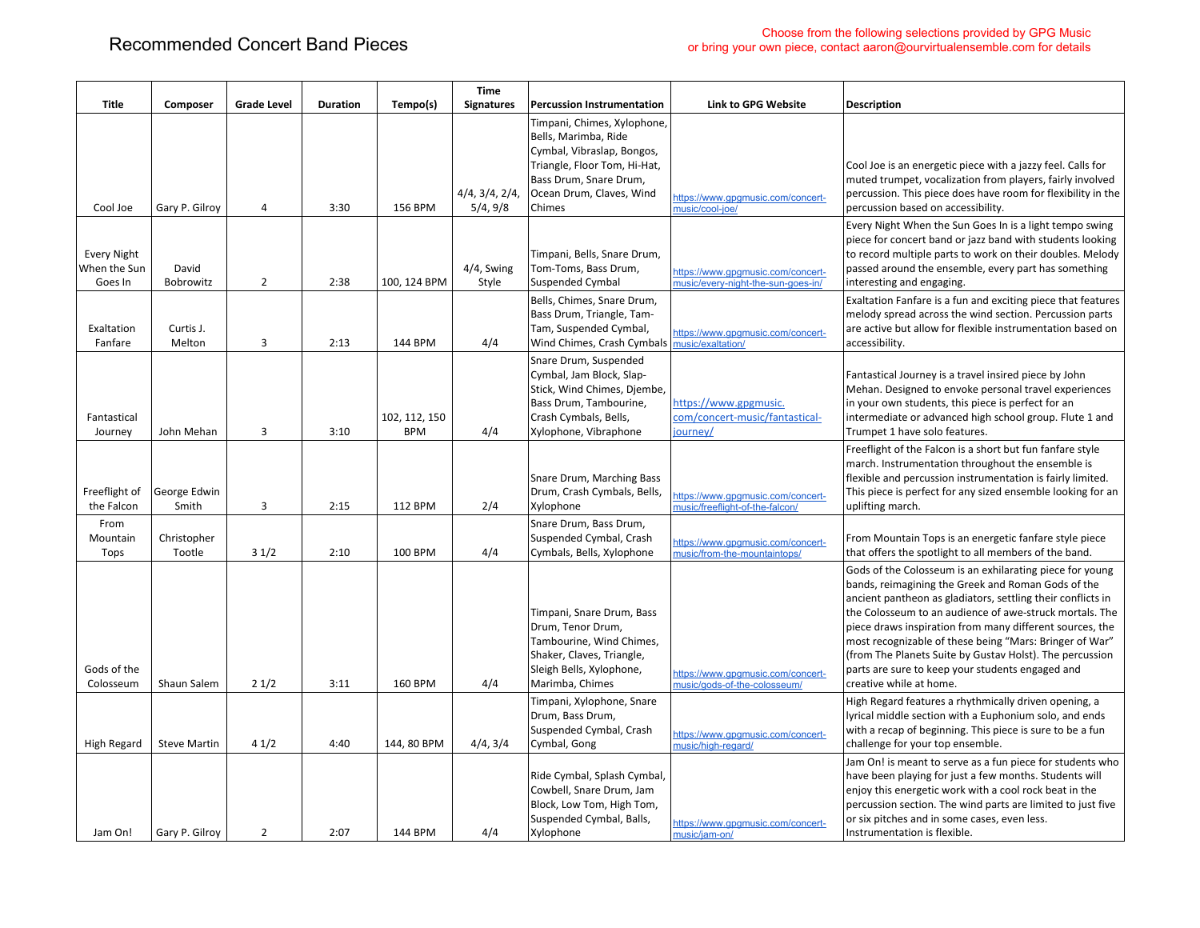# Recommended Concert Band Pieces

Choose from the following selections provided by GPG Music
or bring your own piece, contact aaron@ourvirtualensemble.com for details

| Title | Composer | Grade Level | Duration | Tempo(s) | Time Signatures | Percussion Instrumentation | Link to GPG Website | Description |
|---|---|---|---|---|---|---|---|---|
| Cool Joe | Gary P. Gilroy | 4 | 3:30 | 156 BPM | 4/4, 3/4, 2/4, 5/4, 9/8 | Timpani, Chimes, Xylophone, Bells, Marimba, Ride Cymbal, Vibraslap, Bongos, Triangle, Floor Tom, Hi-Hat, Bass Drum, Snare Drum, Ocean Drum, Claves, Wind Chimes | https://www.gpgmusic.com/concert-music/cool-joe/ | Cool Joe is an energetic piece with a jazzy feel. Calls for muted trumpet, vocalization from players, fairly involved percussion. This piece does have room for flexibility in the percussion based on accessibility. |
| Every Night When the Sun Goes In | David Bobrowitz | 2 | 2:38 | 100, 124 BPM | 4/4, Swing Style | Timpani, Bells, Snare Drum, Tom-Toms, Bass Drum, Suspended Cymbal | https://www.gpgmusic.com/concert-music/every-night-the-sun-goes-in/ | Every Night When the Sun Goes In is a light tempo swing piece for concert band or jazz band with students looking to record multiple parts to work on their doubles. Melody passed around the ensemble, every part has something interesting and engaging. |
| Exaltation Fanfare | Curtis J. Melton | 3 | 2:13 | 144 BPM | 4/4 | Bells, Chimes, Snare Drum, Bass Drum, Triangle, Tam-Tam, Suspended Cymbal, Wind Chimes, Crash Cymbals | https://www.gpgmusic.com/concert-music/exaltation/ | Exaltation Fanfare is a fun and exciting piece that features melody spread across the wind section. Percussion parts are active but allow for flexible instrumentation based on accessibility. |
| Fantastical Journey | John Mehan | 3 | 3:10 | 102, 112, 150 BPM | 4/4 | Snare Drum, Suspended Cymbal, Jam Block, Slap-Stick, Wind Chimes, Djembe, Bass Drum, Tambourine, Crash Cymbals, Bells, Xylophone, Vibraphone | https://www.gpgmusic.com/concert-music/fantastical-journey/ | Fantastical Journey is a travel insired piece by John Mehan. Designed to envoke personal travel experiences in your own students, this piece is perfect for an intermediate or advanced high school group. Flute 1 and Trumpet 1 have solo features. |
| Freeflight of the Falcon | George Edwin Smith | 3 | 2:15 | 112 BPM | 2/4 | Snare Drum, Marching Bass Drum, Crash Cymbals, Bells, Xylophone | https://www.gpgmusic.com/concert-music/freeflight-of-the-falcon/ | Freeflight of the Falcon is a short but fun fanfare style march. Instrumentation throughout the ensemble is flexible and percussion instrumentation is fairly limited. This piece is perfect for any sized ensemble looking for an uplifting march. |
| From Mountain Tops | Christopher Tootle | 3 1/2 | 2:10 | 100 BPM | 4/4 | Snare Drum, Bass Drum, Suspended Cymbal, Crash Cymbals, Bells, Xylophone | https://www.gpgmusic.com/concert-music/from-the-mountaintops/ | From Mountain Tops is an energetic fanfare style piece that offers the spotlight to all members of the band. |
| Gods of the Colosseum | Shaun Salem | 2 1/2 | 3:11 | 160 BPM | 4/4 | Timpani, Snare Drum, Bass Drum, Tenor Drum, Tambourine, Wind Chimes, Shaker, Claves, Triangle, Sleigh Bells, Xylophone, Marimba, Chimes | https://www.gpgmusic.com/concert-music/gods-of-the-colosseum/ | Gods of the Colosseum is an exhilarating piece for young bands, reimagining the Greek and Roman Gods of the ancient pantheon as gladiators, settling their conflicts in the Colosseum to an audience of awe-struck mortals. The piece draws inspiration from many different sources, the most recognizable of these being "Mars: Bringer of War" (from The Planets Suite by Gustav Holst). The percussion parts are sure to keep your students engaged and creative while at home. |
| High Regard | Steve Martin | 4 1/2 | 4:40 | 144, 80 BPM | 4/4, 3/4 | Timpani, Xylophone, Snare Drum, Bass Drum, Suspended Cymbal, Crash Cymbal, Gong | https://www.gpgmusic.com/concert-music/high-regard/ | High Regard features a rhythmically driven opening, a lyrical middle section with a Euphonium solo, and ends with a recap of beginning. This piece is sure to be a fun challenge for your top ensemble. |
| Jam On! | Gary P. Gilroy | 2 | 2:07 | 144 BPM | 4/4 | Ride Cymbal, Splash Cymbal, Cowbell, Snare Drum, Jam Block, Low Tom, High Tom, Suspended Cymbal, Balls, Xylophone | https://www.gpgmusic.com/concert-music/jam-on/ | Jam On! is meant to serve as a fun piece for students who have been playing for just a few months. Students will enjoy this energetic work with a cool rock beat in the percussion section. The wind parts are limited to just five or six pitches and in some cases, even less. Instrumentation is flexible. |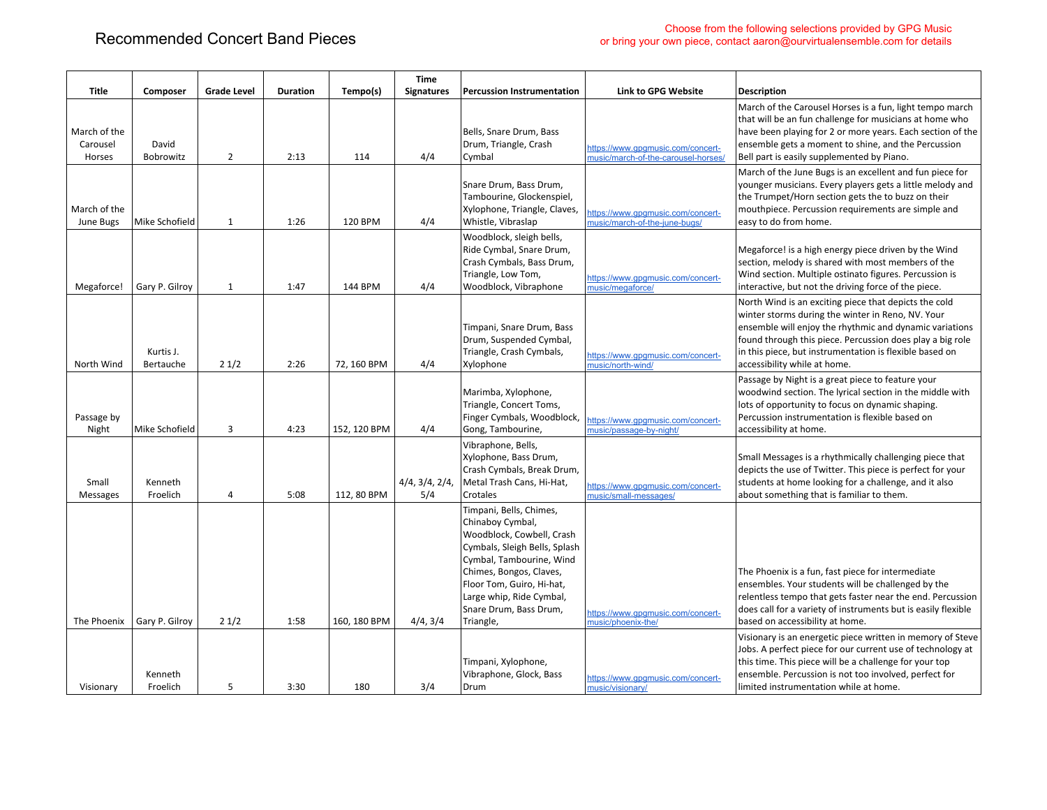# Recommended Concert Band Pieces

Choose from the following selections provided by GPG Music
or bring your own piece, contact aaron@ourvirtualensemble.com for details

| Title | Composer | Grade Level | Duration | Tempo(s) | Time Signatures | Percussion Instrumentation | Link to GPG Website | Description |
|---|---|---|---|---|---|---|---|---|
| March of the Carousel Horses | David Bobrowitz | 2 | 2:13 | 114 | 4/4 | Bells, Snare Drum, Bass Drum, Triangle, Crash Cymbal | https://www.gpgmusic.com/concert-music/march-of-the-carousel-horses/ | March of the Carousel Horses is a fun, light tempo march that will be an fun challenge for musicians at home who have been playing for 2 or more years. Each section of the ensemble gets a moment to shine, and the Percussion Bell part is easily supplemented by Piano. |
| March of the June Bugs | Mike Schofield | 1 | 1:26 | 120 BPM | 4/4 | Snare Drum, Bass Drum, Tambourine, Glockenspiel, Xylophone, Triangle, Claves, Whistle, Vibraslap | https://www.gpgmusic.com/concert-music/march-of-the-june-bugs/ | March of the June Bugs is an excellent and fun piece for younger musicians. Every players gets a little melody and the Trumpet/Horn section gets the to buzz on their mouthpiece. Percussion requirements are simple and easy to do from home. |
| Megaforce! | Gary P. Gilroy | 1 | 1:47 | 144 BPM | 4/4 | Woodblock, sleigh bells, Ride Cymbal, Snare Drum, Crash Cymbals, Bass Drum, Triangle, Low Tom, Woodblock, Vibraphone | https://www.gpgmusic.com/concert-music/megaforce/ | Megaforce! is a high energy piece driven by the Wind section, melody is shared with most members of the Wind section. Multiple ostinato figures. Percussion is interactive, but not the driving force of the piece. |
| North Wind | Kurtis J. Bertauche | 2 1/2 | 2:26 | 72, 160 BPM | 4/4 | Timpani, Snare Drum, Bass Drum, Suspended Cymbal, Triangle, Crash Cymbals, Xylophone | https://www.gpgmusic.com/concert-music/north-wind/ | North Wind is an exciting piece that depicts the cold winter storms during the winter in Reno, NV. Your ensemble will enjoy the rhythmic and dynamic variations found through this piece. Percussion does play a big role in this piece, but instrumentation is flexible based on accessibility while at home. |
| Passage by Night | Mike Schofield | 3 | 4:23 | 152, 120 BPM | 4/4 | Marimba, Xylophone, Triangle, Concert Toms, Finger Cymbals, Woodblock, Gong, Tambourine, | https://www.gpgmusic.com/concert-music/passage-by-night/ | Passage by Night is a great piece to feature your woodwind section. The lyrical section in the middle with lots of opportunity to focus on dynamic shaping. Percussion instrumentation is flexible based on accessibility at home. |
| Small Messages | Kenneth Froelich | 4 | 5:08 | 112, 80 BPM | 4/4, 3/4, 2/4, 5/4 | Vibraphone, Bells, Xylophone, Bass Drum, Crash Cymbals, Break Drum, Metal Trash Cans, Hi-Hat, Crotales | https://www.gpgmusic.com/concert-music/small-messages/ | Small Messages is a rhythmically challenging piece that depicts the use of Twitter. This piece is perfect for your students at home looking for a challenge, and it also about something that is familiar to them. |
| The Phoenix | Gary P. Gilroy | 2 1/2 | 1:58 | 160, 180 BPM | 4/4, 3/4 | Timpani, Bells, Chimes, Chinaboy Cymbal, Woodblock, Cowbell, Crash Cymbals, Sleigh Bells, Splash Cymbal, Tambourine, Wind Chimes, Bongos, Claves, Floor Tom, Guiro, Hi-hat, Large whip, Ride Cymbal, Snare Drum, Bass Drum, Triangle, | https://www.gpgmusic.com/concert-music/phoenix-the/ | The Phoenix is a fun, fast piece for intermediate ensembles. Your students will be challenged by the relentless tempo that gets faster near the end. Percussion does call for a variety of instruments but is easily flexible based on accessibility at home. |
| Visionary | Kenneth Froelich | 5 | 3:30 | 180 | 3/4 | Timpani, Xylophone, Vibraphone, Glock, Bass Drum | https://www.gpgmusic.com/concert-music/visionary/ | Visionary is an energetic piece written in memory of Steve Jobs. A perfect piece for our current use of technology at this time. This piece will be a challenge for your top ensemble. Percussion is not too involved, perfect for limited instrumentation while at home. |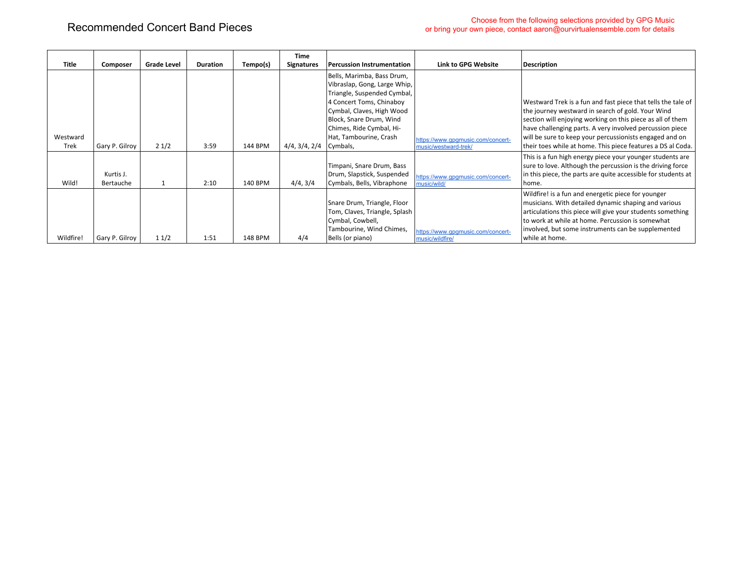# Recommended Concert Band Pieces

Choose from the following selections provided by GPG Music
or bring your own piece, contact aaron@ourvirtualensemble.com for details

| Title | Composer | Grade Level | Duration | Tempo(s) | Time Signatures | Percussion Instrumentation | Link to GPG Website | Description |
|---|---|---|---|---|---|---|---|---|
| Westward Trek | Gary P. Gilroy | 2 1/2 | 3:59 | 144 BPM | 4/4, 3/4, 2/4 | Bells, Marimba, Bass Drum, Vibraslap, Gong, Large Whip, Triangle, Suspended Cymbal, 4 Concert Toms, Chinaboy Cymbal, Claves, High Wood Block, Snare Drum, Wind Chimes, Ride Cymbal, Hi-Hat, Tambourine, Crash Cymbals, | https://www.gpgmusic.com/concert-music/westward-trek/ | Westward Trek is a fun and fast piece that tells the tale of the journey westward in search of gold. Your Wind section will enjoying working on this piece as all of them have challenging parts. A very involved percussion piece will be sure to keep your percussionists engaged and on their toes while at home. This piece features a DS al Coda. |
| Wild! | Kurtis J. Bertauche | 1 | 2:10 | 140 BPM | 4/4, 3/4 | Timpani, Snare Drum, Bass Drum, Slapstick, Suspended Cymbals, Bells, Vibraphone | https://www.gpgmusic.com/concert-music/wild/ | This is a fun high energy piece your younger students are sure to love. Although the percussion is the driving force in this piece, the parts are quite accessible for students at home. |
| Wildfire! | Gary P. Gilroy | 1 1/2 | 1:51 | 148 BPM | 4/4 | Snare Drum, Triangle, Floor Tom, Claves, Triangle, Splash Cymbal, Cowbell, Tambourine, Wind Chimes, Bells (or piano) | https://www.gpgmusic.com/concert-music/wildfire/ | Wildfire! is a fun and energetic piece for younger musicians. With detailed dynamic shaping and various articulations this piece will give your students something to work at while at home. Percussion is somewhat involved, but some instruments can be supplemented while at home. |